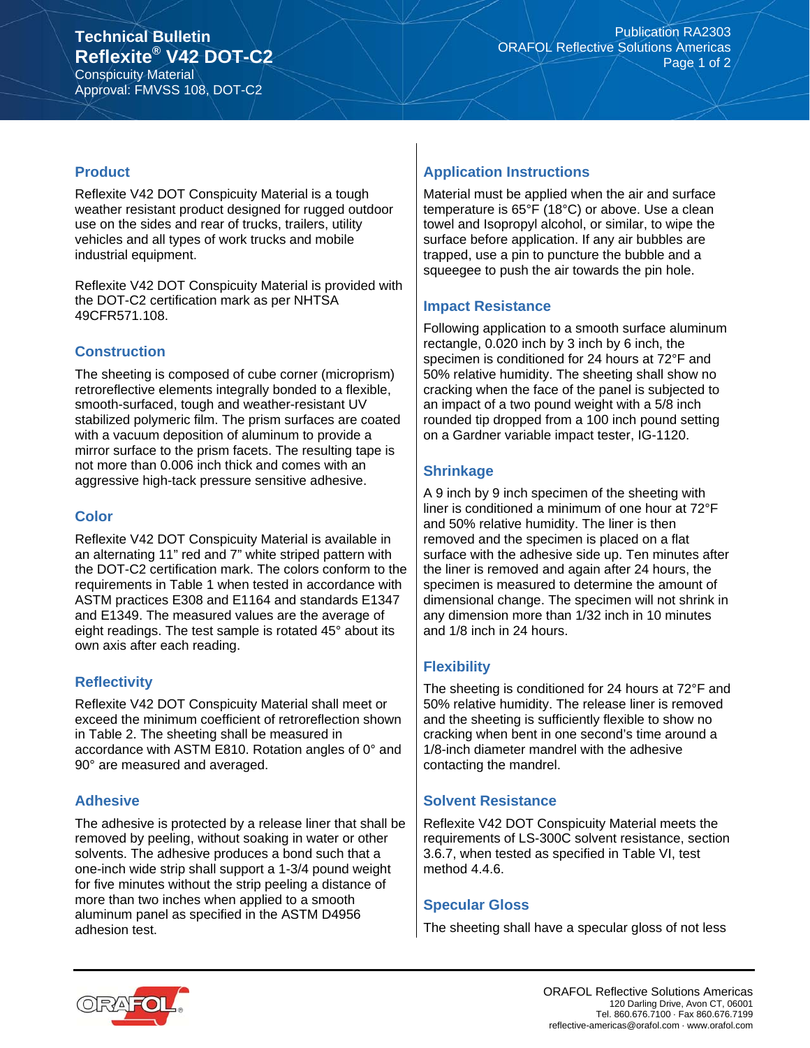# Technical Bulletin
# Reflexite® V42 DOT-C2

Conspicuity Material
Approval: FMVSS 108, DOT-C2

## Product

Reflexite V42 DOT Conspicuity Material is a tough weather resistant product designed for rugged outdoor use on the sides and rear of trucks, trailers, utility vehicles and all types of work trucks and mobile industrial equipment.

Reflexite V42 DOT Conspicuity Material is provided with the DOT-C2 certification mark as per NHTSA 49CFR571.108.

## Construction

The sheeting is composed of cube corner (microprism) retroreflective elements integrally bonded to a flexible, smooth-surfaced, tough and weather-resistant UV stabilized polymeric film. The prism surfaces are coated with a vacuum deposition of aluminum to provide a mirror surface to the prism facets. The resulting tape is not more than 0.006 inch thick and comes with an aggressive high-tack pressure sensitive adhesive.

## Color

Reflexite V42 DOT Conspicuity Material is available in an alternating 11" red and 7" white striped pattern with the DOT-C2 certification mark. The colors conform to the requirements in Table 1 when tested in accordance with ASTM practices E308 and E1164 and standards E1347 and E1349. The measured values are the average of eight readings. The test sample is rotated 45° about its own axis after each reading.

## Reflectivity

Reflexite V42 DOT Conspicuity Material shall meet or exceed the minimum coefficient of retroreflection shown in Table 2. The sheeting shall be measured in accordance with ASTM E810. Rotation angles of 0° and 90° are measured and averaged.

## Adhesive

The adhesive is protected by a release liner that shall be removed by peeling, without soaking in water or other solvents. The adhesive produces a bond such that a one-inch wide strip shall support a 1-3/4 pound weight for five minutes without the strip peeling a distance of more than two inches when applied to a smooth aluminum panel as specified in the ASTM D4956 adhesion test.

## Application Instructions

Material must be applied when the air and surface temperature is 65°F (18°C) or above. Use a clean towel and Isopropyl alcohol, or similar, to wipe the surface before application. If any air bubbles are trapped, use a pin to puncture the bubble and a squeegee to push the air towards the pin hole.

## Impact Resistance

Following application to a smooth surface aluminum rectangle, 0.020 inch by 3 inch by 6 inch, the specimen is conditioned for 24 hours at 72°F and 50% relative humidity. The sheeting shall show no cracking when the face of the panel is subjected to an impact of a two pound weight with a 5/8 inch rounded tip dropped from a 100 inch pound setting on a Gardner variable impact tester, IG-1120.

## Shrinkage

A 9 inch by 9 inch specimen of the sheeting with liner is conditioned a minimum of one hour at 72°F and 50% relative humidity. The liner is then removed and the specimen is placed on a flat surface with the adhesive side up. Ten minutes after the liner is removed and again after 24 hours, the specimen is measured to determine the amount of dimensional change. The specimen will not shrink in any dimension more than 1/32 inch in 10 minutes and 1/8 inch in 24 hours.

## Flexibility

The sheeting is conditioned for 24 hours at 72°F and 50% relative humidity. The release liner is removed and the sheeting is sufficiently flexible to show no cracking when bent in one second's time around a 1/8-inch diameter mandrel with the adhesive contacting the mandrel.

## Solvent Resistance

Reflexite V42 DOT Conspicuity Material meets the requirements of LS-300C solvent resistance, section 3.6.7, when tested as specified in Table VI, test method 4.4.6.

## Specular Gloss

The sheeting shall have a specular gloss of not less

ORAFOL Reflective Solutions Americas
120 Darling Drive, Avon CT, 06001
Tel. 860.676.7100 · Fax 860.676.7199
reflective-americas@orafol.com · www.orafol.com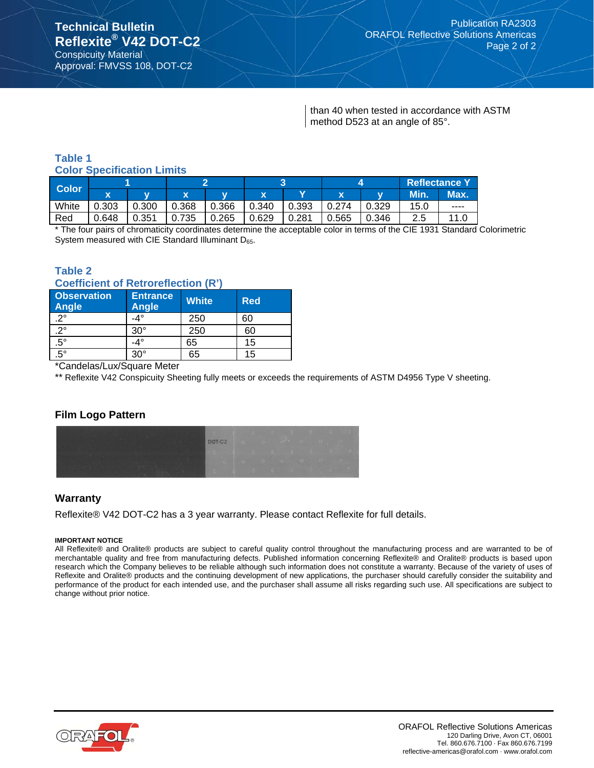than 40 when tested in accordance with ASTM method D523 at an angle of 85°.

## Table 1
## Color Specification Limits

| Color | 1 | | 2 | | 3 | | 4 | | Reflectance Y | |
|---|---|---|---|---|---|---|---|---|---|---|
| | x | y | x | y | x | Y | x | y | Min. | Max. |
| White | 0.303 | 0.300 | 0.368 | 0.366 | 0.340 | 0.393 | 0.274 | 0.329 | 15.0 | ---- |
| Red | 0.648 | 0.351 | 0.735 | 0.265 | 0.629 | 0.281 | 0.565 | 0.346 | 2.5 | 11.0 |

* The four pairs of chromaticity coordinates determine the acceptable color in terms of the CIE 1931 Standard Colorimetric System measured with CIE Standard Illuminant $D_{65}$.

## Table 2
## Coefficient of Retroreflection (R')

| Observation Angle | Entrance Angle | White | Red |
|---|---|---|---|
| .2° | -4° | 250 | 60 |
| .2° | 30° | 250 | 60 |
| .5° | -4° | 65 | 15 |
| .5° | 30° | 65 | 15 |

*Candelas/Lux/Square Meter

** Reflexite V42 Conspicuity Sheeting fully meets or exceeds the requirements of ASTM D4956 Type V sheeting.

### Film Logo Pattern

DOT-C2

### Warranty

Reflexite® V42 DOT-C2 has a 3 year warranty. Please contact Reflexite for full details.

**IMPORTANT NOTICE**

All Reflexite® and Oralite® products are subject to careful quality control throughout the manufacturing process and are warranted to be of merchantable quality and free from manufacturing defects. Published information concerning Reflexite® and Oralite® products is based upon research which the Company believes to be reliable although such information does not constitute a warranty. Because of the variety of uses of Reflexite and Oralite® products and the continuing development of new applications, the purchaser should carefully consider the suitability and performance of the product for each intended use, and the purchaser shall assume all risks regarding such use. All specifications are subject to change without prior notice.

ORAFOL Reflective Solutions Americas
120 Darling Drive, Avon CT, 06001
Tel. 860.676.7100 · Fax 860.676.7199
reflective-americas@orafol.com · www.orafol.com